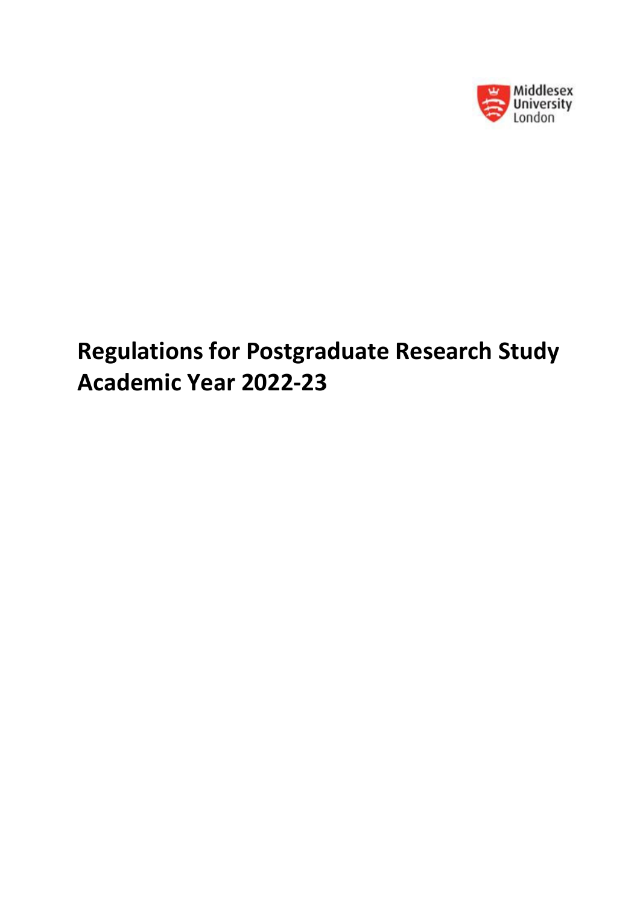Middlesex University London

# Regulations for Postgraduate Research Study Academic Year 2022-23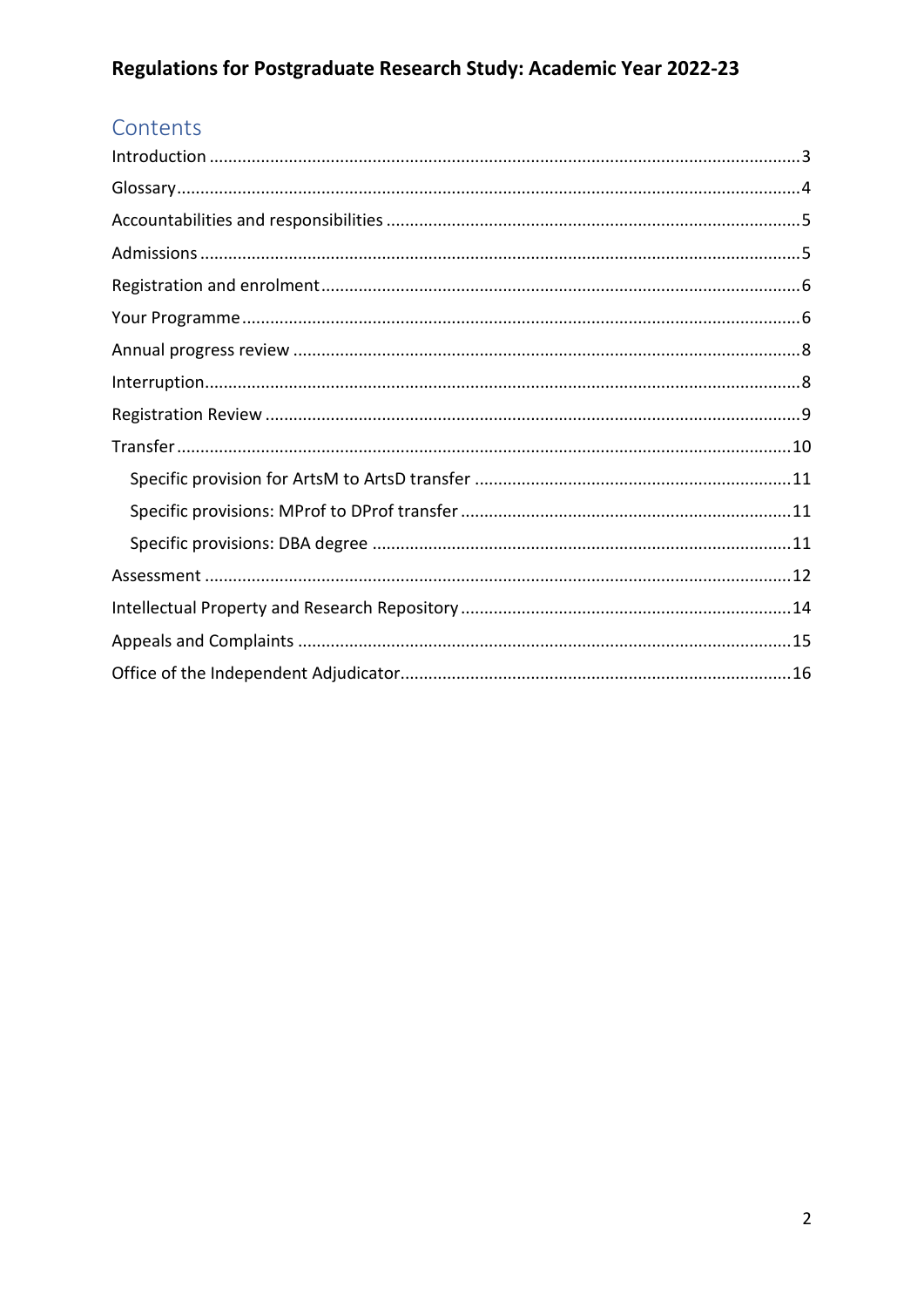# Regulations for Postgraduate Research Study: Academic Year 2022-23

## Contents

- Introduction ... 3
- Glossary ... 4
- Accountabilities and responsibilities ... 5
- Admissions ... 5
- Registration and enrolment ... 6
- Your Programme ... 6
- Annual progress review ... 8
- Interruption ... 8
- Registration Review ... 9
- Transfer ... 10
  - Specific provision for ArtsM to ArtsD transfer ... 11
  - Specific provisions: MProf to DProf transfer ... 11
  - Specific provisions: DBA degree ... 11
- Assessment ... 12
- Intellectual Property and Research Repository ... 14
- Appeals and Complaints ... 15
- Office of the Independent Adjudicator ... 16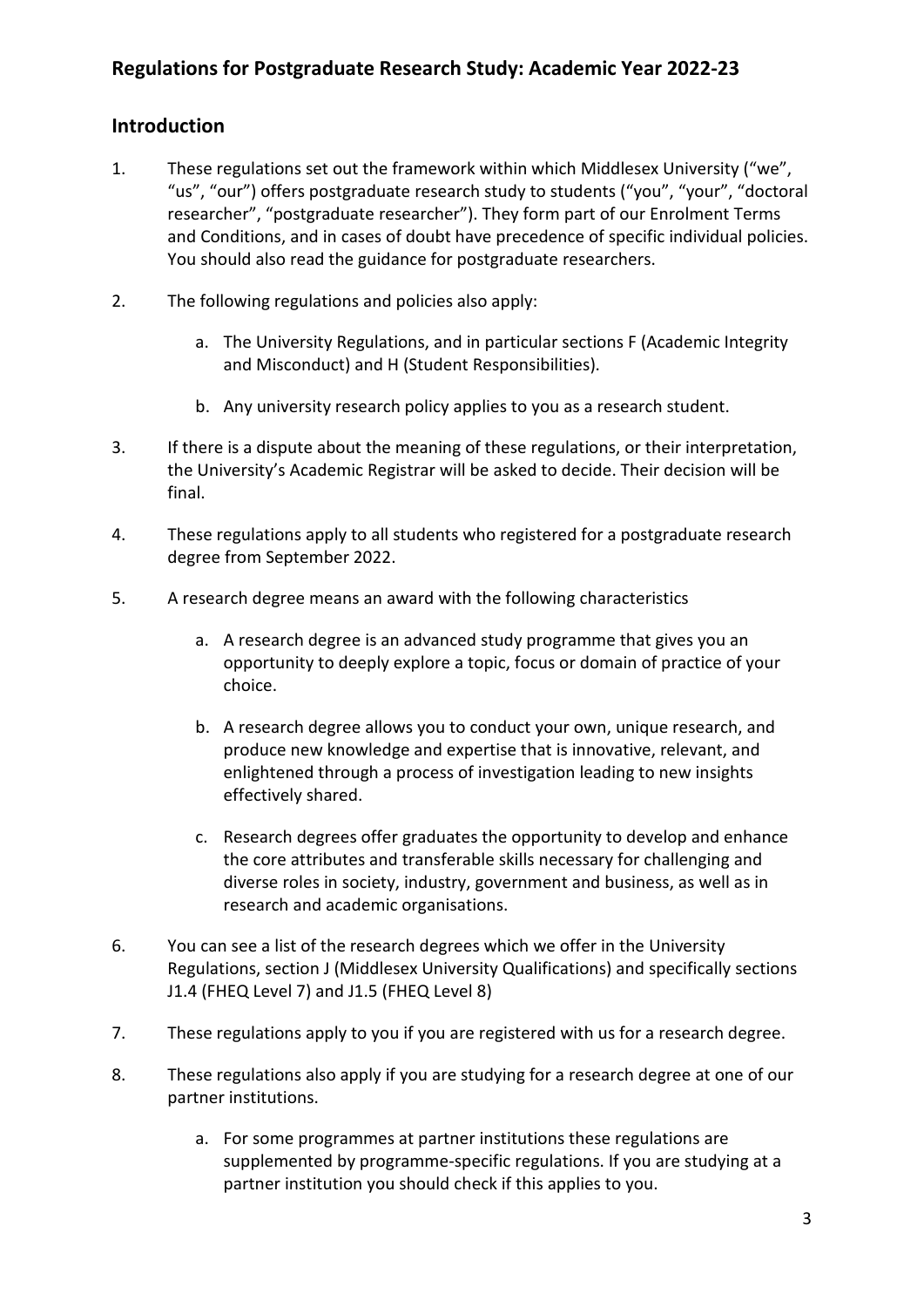# Regulations for Postgraduate Research Study: Academic Year 2022-23

## Introduction

1. These regulations set out the framework within which Middlesex University ("we", "us", "our") offers postgraduate research study to students ("you", "your", "doctoral researcher", "postgraduate researcher"). They form part of our Enrolment Terms and Conditions, and in cases of doubt have precedence of specific individual policies. You should also read the guidance for postgraduate researchers.

2. The following regulations and policies also apply:

    a. The University Regulations, and in particular sections F (Academic Integrity and Misconduct) and H (Student Responsibilities).

    b. Any university research policy applies to you as a research student.

3. If there is a dispute about the meaning of these regulations, or their interpretation, the University's Academic Registrar will be asked to decide. Their decision will be final.

4. These regulations apply to all students who registered for a postgraduate research degree from September 2022.

5. A research degree means an award with the following characteristics

    a. A research degree is an advanced study programme that gives you an opportunity to deeply explore a topic, focus or domain of practice of your choice.

    b. A research degree allows you to conduct your own, unique research, and produce new knowledge and expertise that is innovative, relevant, and enlightened through a process of investigation leading to new insights effectively shared.

    c. Research degrees offer graduates the opportunity to develop and enhance the core attributes and transferable skills necessary for challenging and diverse roles in society, industry, government and business, as well as in research and academic organisations.

6. You can see a list of the research degrees which we offer in the University Regulations, section J (Middlesex University Qualifications) and specifically sections J1.4 (FHEQ Level 7) and J1.5 (FHEQ Level 8)

7. These regulations apply to you if you are registered with us for a research degree.

8. These regulations also apply if you are studying for a research degree at one of our partner institutions.

    a. For some programmes at partner institutions these regulations are supplemented by programme-specific regulations. If you are studying at a partner institution you should check if this applies to you.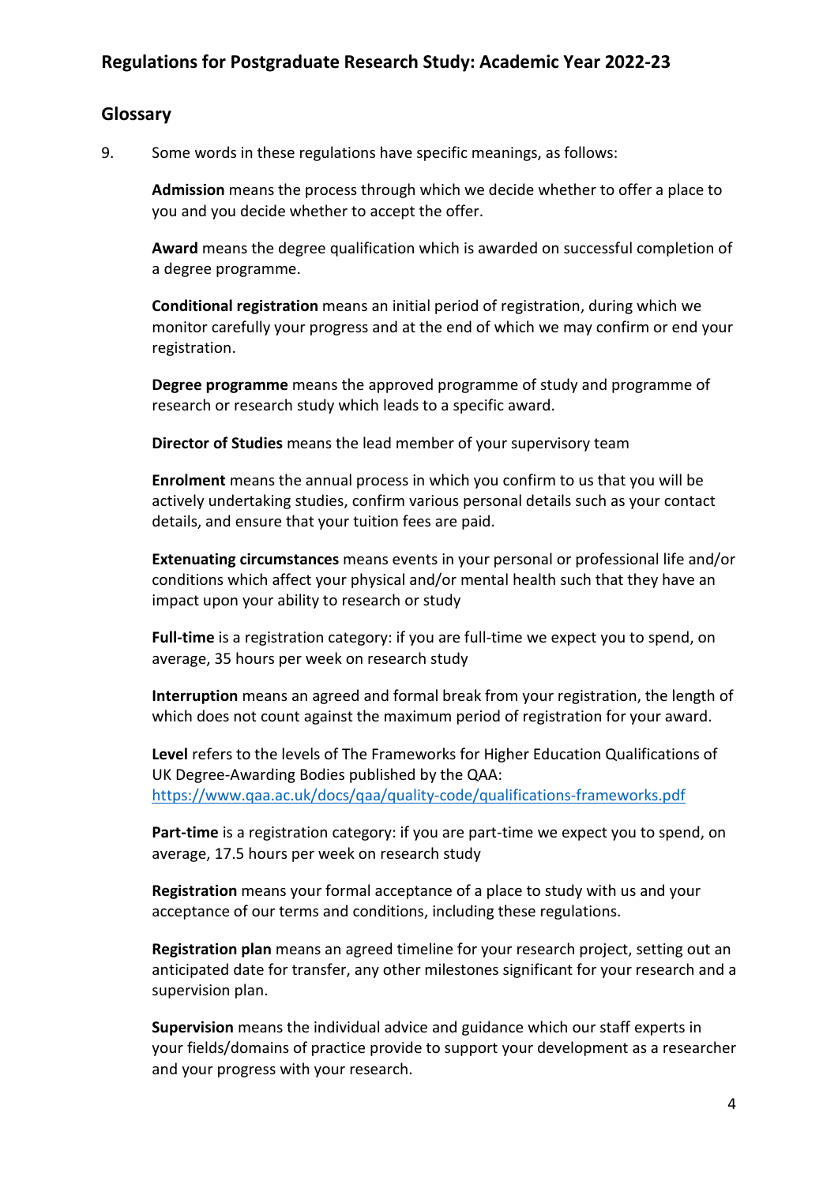## Glossary

9. Some words in these regulations have specific meanings, as follows:

   **Admission** means the process through which we decide whether to offer a place to you and you decide whether to accept the offer.

   **Award** means the degree qualification which is awarded on successful completion of a degree programme.

   **Conditional registration** means an initial period of registration, during which we monitor carefully your progress and at the end of which we may confirm or end your registration.

   **Degree programme** means the approved programme of study and programme of research or research study which leads to a specific award.

   **Director of Studies** means the lead member of your supervisory team

   **Enrolment** means the annual process in which you confirm to us that you will be actively undertaking studies, confirm various personal details such as your contact details, and ensure that your tuition fees are paid.

   **Extenuating circumstances** means events in your personal or professional life and/or conditions which affect your physical and/or mental health such that they have an impact upon your ability to research or study

   **Full-time** is a registration category: if you are full-time we expect you to spend, on average, 35 hours per week on research study

   **Interruption** means an agreed and formal break from your registration, the length of which does not count against the maximum period of registration for your award.

   **Level** refers to the levels of The Frameworks for Higher Education Qualifications of UK Degree-Awarding Bodies published by the QAA: https://www.qaa.ac.uk/docs/qaa/quality-code/qualifications-frameworks.pdf

   **Part-time** is a registration category: if you are part-time we expect you to spend, on average, 17.5 hours per week on research study

   **Registration** means your formal acceptance of a place to study with us and your acceptance of our terms and conditions, including these regulations.

   **Registration plan** means an agreed timeline for your research project, setting out an anticipated date for transfer, any other milestones significant for your research and a supervision plan.

   **Supervision** means the individual advice and guidance which our staff experts in your fields/domains of practice provide to support your development as a researcher and your progress with your research.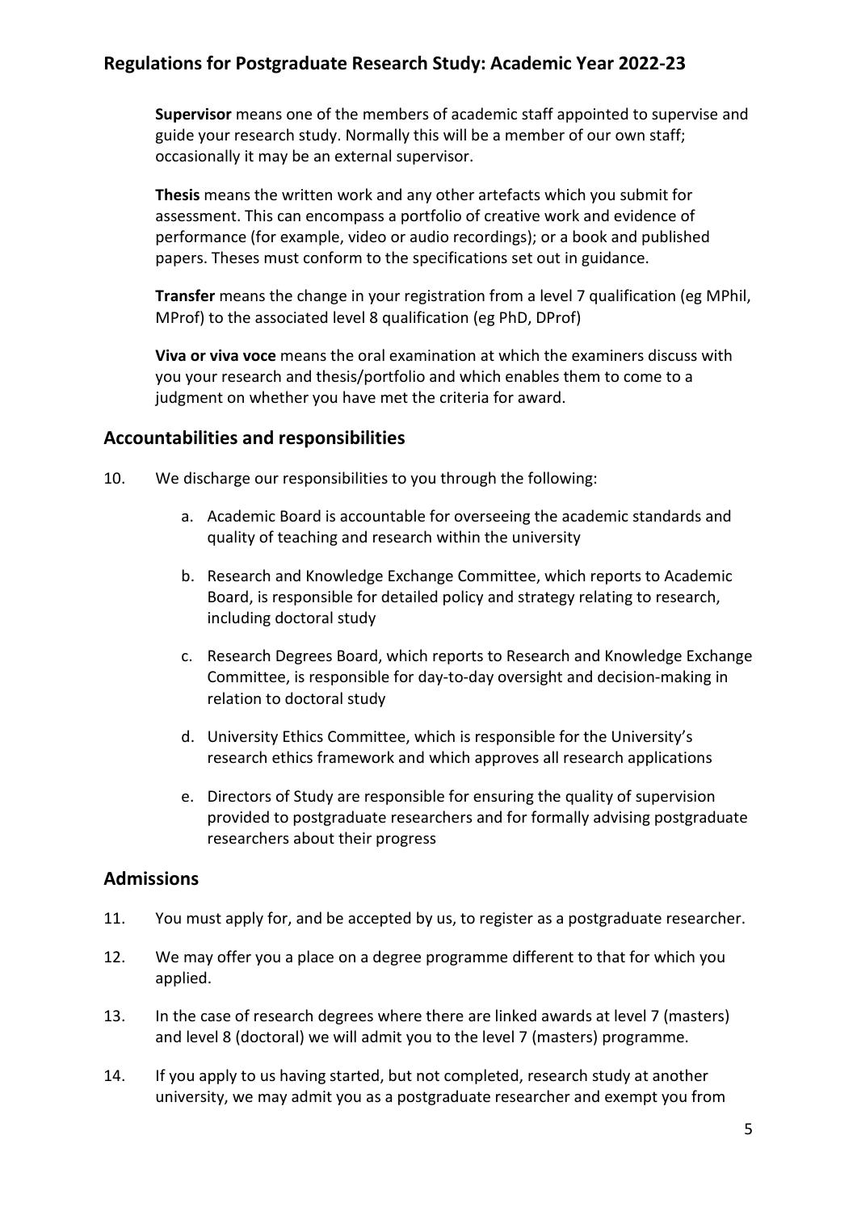**Supervisor** means one of the members of academic staff appointed to supervise and guide your research study. Normally this will be a member of our own staff; occasionally it may be an external supervisor.

**Thesis** means the written work and any other artefacts which you submit for assessment. This can encompass a portfolio of creative work and evidence of performance (for example, video or audio recordings); or a book and published papers. Theses must conform to the specifications set out in guidance.

**Transfer** means the change in your registration from a level 7 qualification (eg MPhil, MProf) to the associated level 8 qualification (eg PhD, DProf)

**Viva or viva voce** means the oral examination at which the examiners discuss with you your research and thesis/portfolio and which enables them to come to a judgment on whether you have met the criteria for award.

## Accountabilities and responsibilities

10. We discharge our responsibilities to you through the following:

    a. Academic Board is accountable for overseeing the academic standards and quality of teaching and research within the university

    b. Research and Knowledge Exchange Committee, which reports to Academic Board, is responsible for detailed policy and strategy relating to research, including doctoral study

    c. Research Degrees Board, which reports to Research and Knowledge Exchange Committee, is responsible for day-to-day oversight and decision-making in relation to doctoral study

    d. University Ethics Committee, which is responsible for the University's research ethics framework and which approves all research applications

    e. Directors of Study are responsible for ensuring the quality of supervision provided to postgraduate researchers and for formally advising postgraduate researchers about their progress

## Admissions

11. You must apply for, and be accepted by us, to register as a postgraduate researcher.

12. We may offer you a place on a degree programme different to that for which you applied.

13. In the case of research degrees where there are linked awards at level 7 (masters) and level 8 (doctoral) we will admit you to the level 7 (masters) programme.

14. If you apply to us having started, but not completed, research study at another university, we may admit you as a postgraduate researcher and exempt you from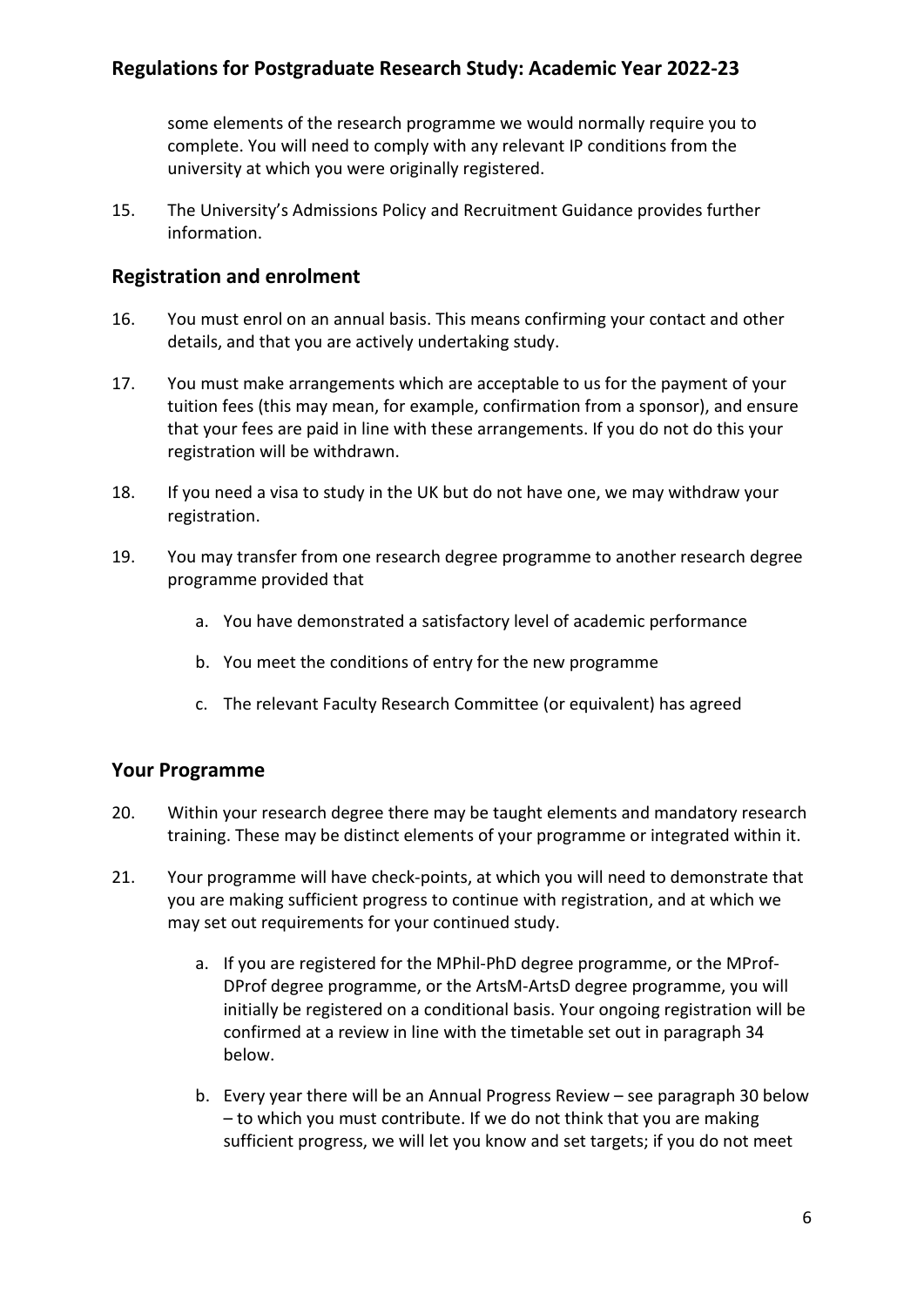some elements of the research programme we would normally require you to complete. You will need to comply with any relevant IP conditions from the university at which you were originally registered.

15. The University's Admissions Policy and Recruitment Guidance provides further information.

## Registration and enrolment

16. You must enrol on an annual basis. This means confirming your contact and other details, and that you are actively undertaking study.

17. You must make arrangements which are acceptable to us for the payment of your tuition fees (this may mean, for example, confirmation from a sponsor), and ensure that your fees are paid in line with these arrangements. If you do not do this your registration will be withdrawn.

18. If you need a visa to study in the UK but do not have one, we may withdraw your registration.

19. You may transfer from one research degree programme to another research degree programme provided that

    a. You have demonstrated a satisfactory level of academic performance

    b. You meet the conditions of entry for the new programme

    c. The relevant Faculty Research Committee (or equivalent) has agreed

## Your Programme

20. Within your research degree there may be taught elements and mandatory research training. These may be distinct elements of your programme or integrated within it.

21. Your programme will have check-points, at which you will need to demonstrate that you are making sufficient progress to continue with registration, and at which we may set out requirements for your continued study.

    a. If you are registered for the MPhil-PhD degree programme, or the MProf-DProf degree programme, or the ArtsM-ArtsD degree programme, you will initially be registered on a conditional basis. Your ongoing registration will be confirmed at a review in line with the timetable set out in paragraph 34 below.

    b. Every year there will be an Annual Progress Review – see paragraph 30 below – to which you must contribute. If we do not think that you are making sufficient progress, we will let you know and set targets; if you do not meet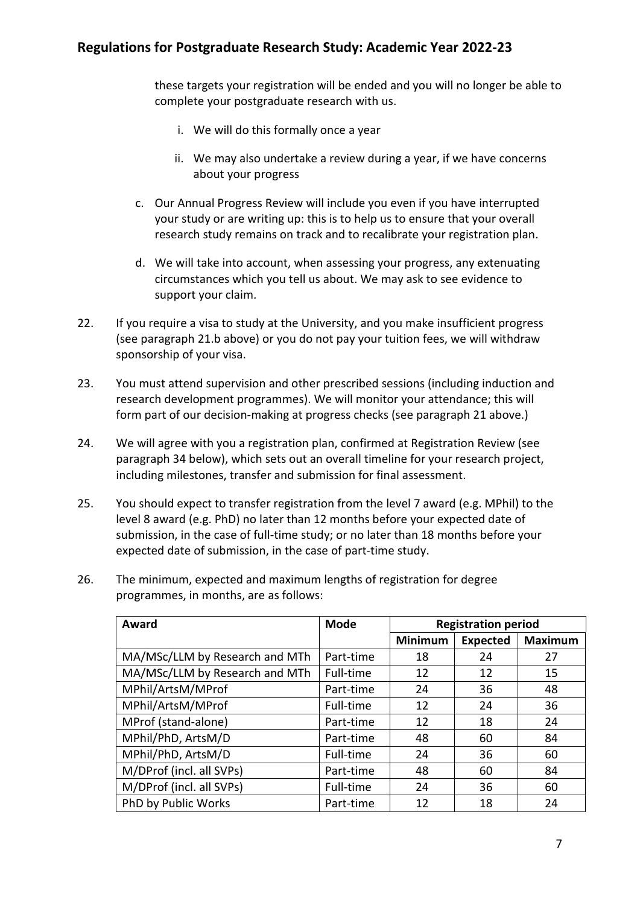these targets your registration will be ended and you will no longer be able to complete your postgraduate research with us.

   i. We will do this formally once a year

   ii. We may also undertake a review during a year, if we have concerns about your progress

c. Our Annual Progress Review will include you even if you have interrupted your study or are writing up: this is to help us to ensure that your overall research study remains on track and to recalibrate your registration plan.

d. We will take into account, when assessing your progress, any extenuating circumstances which you tell us about. We may ask to see evidence to support your claim.

22. If you require a visa to study at the University, and you make insufficient progress (see paragraph 21.b above) or you do not pay your tuition fees, we will withdraw sponsorship of your visa.

23. You must attend supervision and other prescribed sessions (including induction and research development programmes). We will monitor your attendance; this will form part of our decision-making at progress checks (see paragraph 21 above.)

24. We will agree with you a registration plan, confirmed at Registration Review (see paragraph 34 below), which sets out an overall timeline for your research project, including milestones, transfer and submission for final assessment.

25. You should expect to transfer registration from the level 7 award (e.g. MPhil) to the level 8 award (e.g. PhD) no later than 12 months before your expected date of submission, in the case of full-time study; or no later than 18 months before your expected date of submission, in the case of part-time study.

26. The minimum, expected and maximum lengths of registration for degree programmes, in months, are as follows:

| Award | Mode | Registration period | | |
|---|---|---|---|---|
| | | Minimum | Expected | Maximum |
| MA/MSc/LLM by Research and MTh | Part-time | 18 | 24 | 27 |
| MA/MSc/LLM by Research and MTh | Full-time | 12 | 12 | 15 |
| MPhil/ArtsM/MProf | Part-time | 24 | 36 | 48 |
| MPhil/ArtsM/MProf | Full-time | 12 | 24 | 36 |
| MProf (stand-alone) | Part-time | 12 | 18 | 24 |
| MPhil/PhD, ArtsM/D | Part-time | 48 | 60 | 84 |
| MPhil/PhD, ArtsM/D | Full-time | 24 | 36 | 60 |
| M/DProf (incl. all SVPs) | Part-time | 48 | 60 | 84 |
| M/DProf (incl. all SVPs) | Full-time | 24 | 36 | 60 |
| PhD by Public Works | Part-time | 12 | 18 | 24 |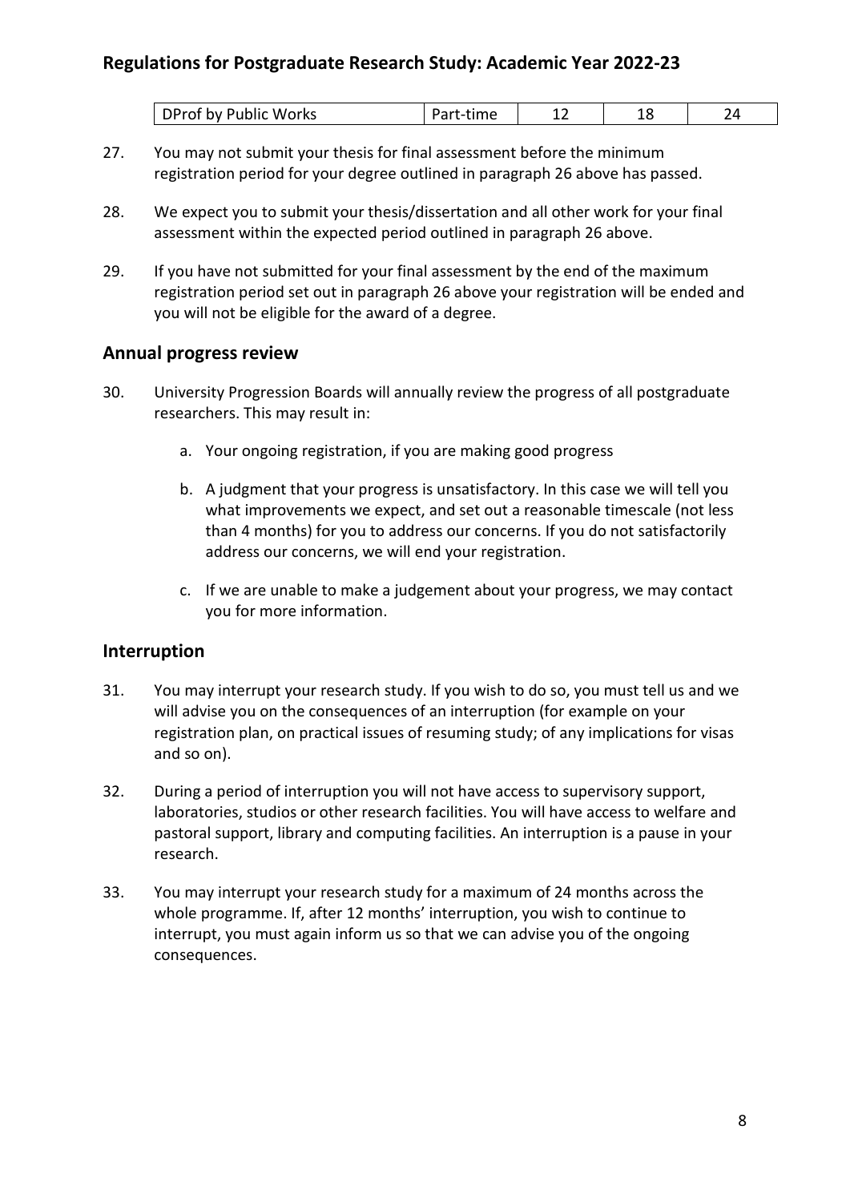| DProf by Public Works | Part-time | 12 | 18 | 24 |
|---|---|---|---|---|

27. You may not submit your thesis for final assessment before the minimum registration period for your degree outlined in paragraph 26 above has passed.

28. We expect you to submit your thesis/dissertation and all other work for your final assessment within the expected period outlined in paragraph 26 above.

29. If you have not submitted for your final assessment by the end of the maximum registration period set out in paragraph 26 above your registration will be ended and you will not be eligible for the award of a degree.

## Annual progress review

30. University Progression Boards will annually review the progress of all postgraduate researchers. This may result in:

    a. Your ongoing registration, if you are making good progress

    b. A judgment that your progress is unsatisfactory. In this case we will tell you what improvements we expect, and set out a reasonable timescale (not less than 4 months) for you to address our concerns. If you do not satisfactorily address our concerns, we will end your registration.

    c. If we are unable to make a judgement about your progress, we may contact you for more information.

## Interruption

31. You may interrupt your research study. If you wish to do so, you must tell us and we will advise you on the consequences of an interruption (for example on your registration plan, on practical issues of resuming study; of any implications for visas and so on).

32. During a period of interruption you will not have access to supervisory support, laboratories, studios or other research facilities. You will have access to welfare and pastoral support, library and computing facilities. An interruption is a pause in your research.

33. You may interrupt your research study for a maximum of 24 months across the whole programme. If, after 12 months' interruption, you wish to continue to interrupt, you must again inform us so that we can advise you of the ongoing consequences.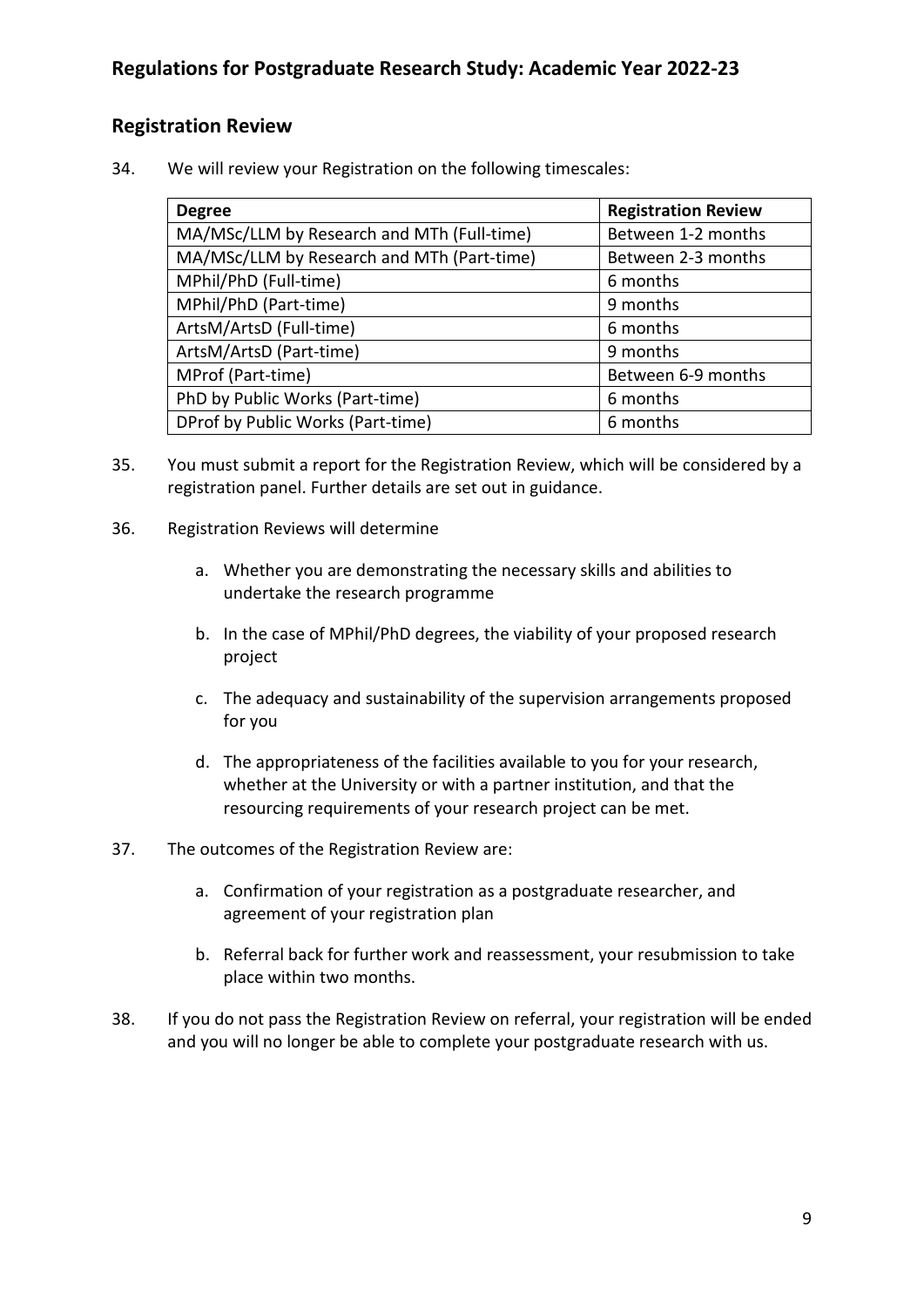## Registration Review

34. We will review your Registration on the following timescales:

| Degree | Registration Review |
|---|---|
| MA/MSc/LLM by Research and MTh (Full-time) | Between 1-2 months |
| MA/MSc/LLM by Research and MTh (Part-time) | Between 2-3 months |
| MPhil/PhD (Full-time) | 6 months |
| MPhil/PhD (Part-time) | 9 months |
| ArtsM/ArtsD (Full-time) | 6 months |
| ArtsM/ArtsD (Part-time) | 9 months |
| MProf (Part-time) | Between 6-9 months |
| PhD by Public Works (Part-time) | 6 months |
| DProf by Public Works (Part-time) | 6 months |

35. You must submit a report for the Registration Review, which will be considered by a registration panel. Further details are set out in guidance.

36. Registration Reviews will determine

    a. Whether you are demonstrating the necessary skills and abilities to undertake the research programme

    b. In the case of MPhil/PhD degrees, the viability of your proposed research project

    c. The adequacy and sustainability of the supervision arrangements proposed for you

    d. The appropriateness of the facilities available to you for your research, whether at the University or with a partner institution, and that the resourcing requirements of your research project can be met.

37. The outcomes of the Registration Review are:

    a. Confirmation of your registration as a postgraduate researcher, and agreement of your registration plan

    b. Referral back for further work and reassessment, your resubmission to take place within two months.

38. If you do not pass the Registration Review on referral, your registration will be ended and you will no longer be able to complete your postgraduate research with us.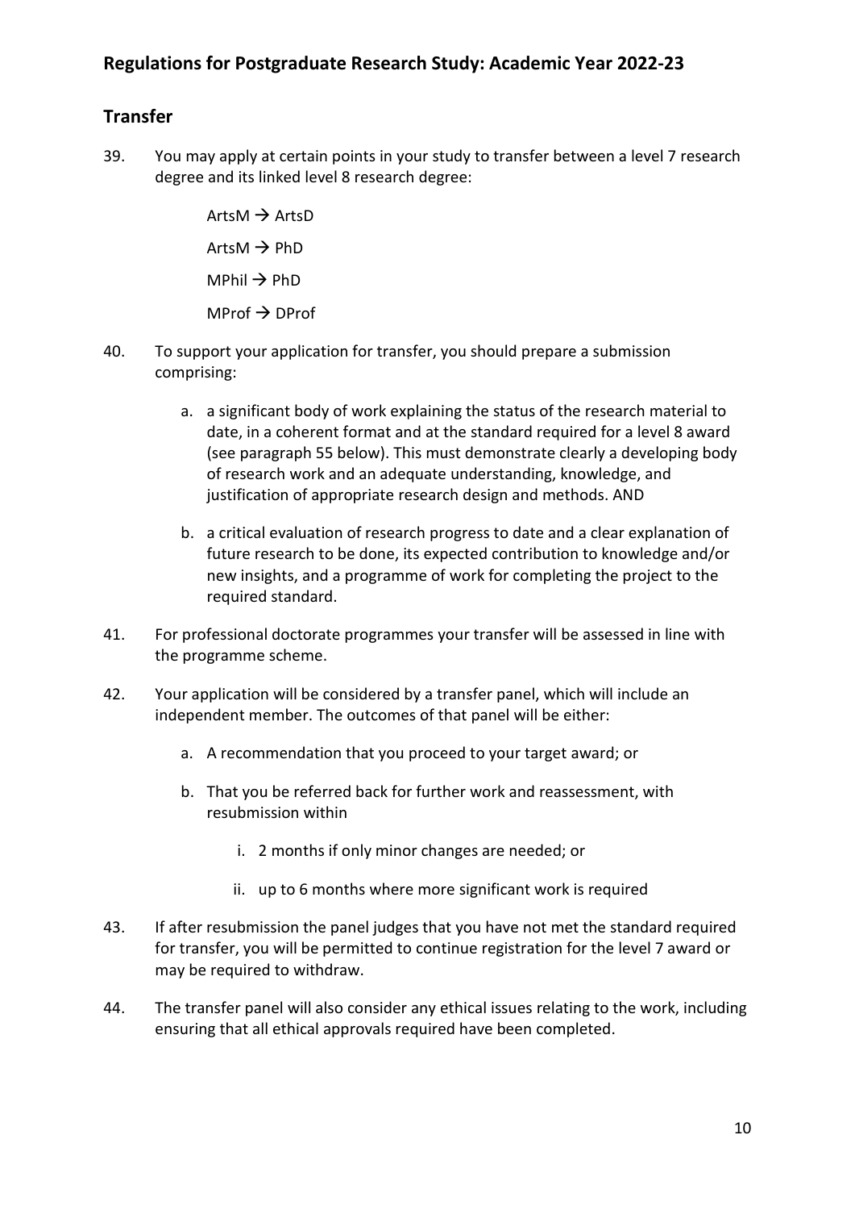## Transfer

39. You may apply at certain points in your study to transfer between a level 7 research degree and its linked level 8 research degree:

    ArtsM → ArtsD

    ArtsM → PhD

    MPhil → PhD

    MProf → DProf

40. To support your application for transfer, you should prepare a submission comprising:

    a. a significant body of work explaining the status of the research material to date, in a coherent format and at the standard required for a level 8 award (see paragraph 55 below). This must demonstrate clearly a developing body of research work and an adequate understanding, knowledge, and justification of appropriate research design and methods. AND

    b. a critical evaluation of research progress to date and a clear explanation of future research to be done, its expected contribution to knowledge and/or new insights, and a programme of work for completing the project to the required standard.

41. For professional doctorate programmes your transfer will be assessed in line with the programme scheme.

42. Your application will be considered by a transfer panel, which will include an independent member. The outcomes of that panel will be either:

    a. A recommendation that you proceed to your target award; or

    b. That you be referred back for further work and reassessment, with resubmission within

        i. 2 months if only minor changes are needed; or

        ii. up to 6 months where more significant work is required

43. If after resubmission the panel judges that you have not met the standard required for transfer, you will be permitted to continue registration for the level 7 award or may be required to withdraw.

44. The transfer panel will also consider any ethical issues relating to the work, including ensuring that all ethical approvals required have been completed.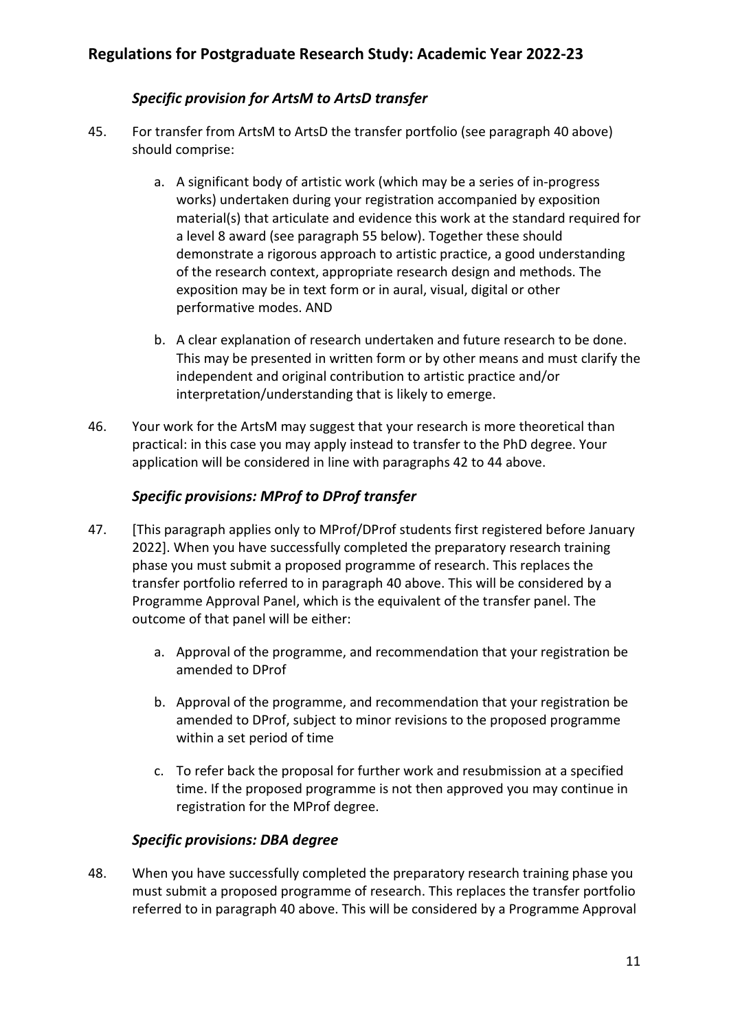### *Specific provision for ArtsM to ArtsD transfer*

45. For transfer from ArtsM to ArtsD the transfer portfolio (see paragraph 40 above) should comprise:

    a. A significant body of artistic work (which may be a series of in-progress works) undertaken during your registration accompanied by exposition material(s) that articulate and evidence this work at the standard required for a level 8 award (see paragraph 55 below). Together these should demonstrate a rigorous approach to artistic practice, a good understanding of the research context, appropriate research design and methods. The exposition may be in text form or in aural, visual, digital or other performative modes. AND

    b. A clear explanation of research undertaken and future research to be done. This may be presented in written form or by other means and must clarify the independent and original contribution to artistic practice and/or interpretation/understanding that is likely to emerge.

46. Your work for the ArtsM may suggest that your research is more theoretical than practical: in this case you may apply instead to transfer to the PhD degree. Your application will be considered in line with paragraphs 42 to 44 above.

### *Specific provisions: MProf to DProf transfer*

47. [This paragraph applies only to MProf/DProf students first registered before January 2022]. When you have successfully completed the preparatory research training phase you must submit a proposed programme of research. This replaces the transfer portfolio referred to in paragraph 40 above. This will be considered by a Programme Approval Panel, which is the equivalent of the transfer panel. The outcome of that panel will be either:

    a. Approval of the programme, and recommendation that your registration be amended to DProf

    b. Approval of the programme, and recommendation that your registration be amended to DProf, subject to minor revisions to the proposed programme within a set period of time

    c. To refer back the proposal for further work and resubmission at a specified time. If the proposed programme is not then approved you may continue in registration for the MProf degree.

### *Specific provisions: DBA degree*

48. When you have successfully completed the preparatory research training phase you must submit a proposed programme of research. This replaces the transfer portfolio referred to in paragraph 40 above. This will be considered by a Programme Approval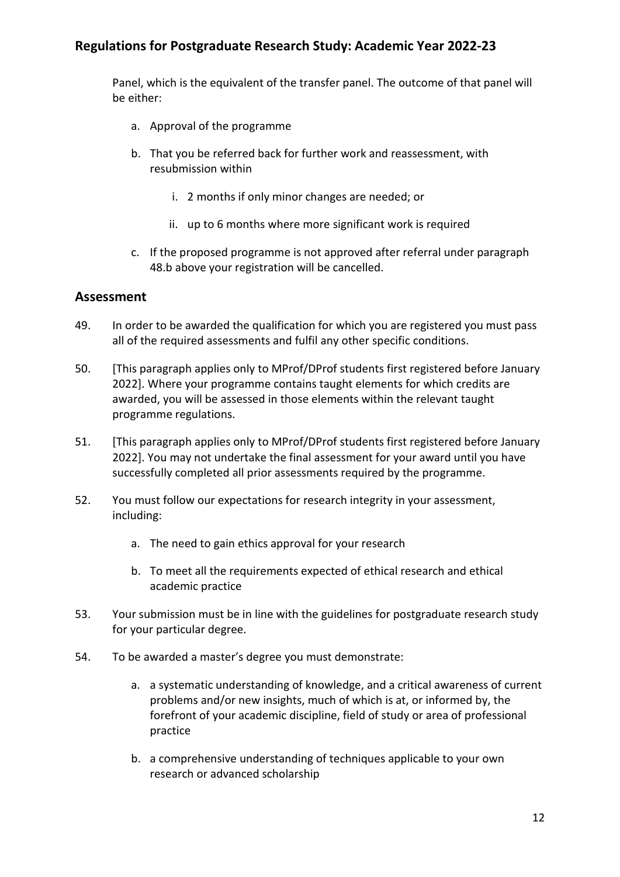Panel, which is the equivalent of the transfer panel. The outcome of that panel will be either:

a. Approval of the programme

b. That you be referred back for further work and reassessment, with resubmission within

   i. 2 months if only minor changes are needed; or

   ii. up to 6 months where more significant work is required

c. If the proposed programme is not approved after referral under paragraph 48.b above your registration will be cancelled.

## Assessment

49. In order to be awarded the qualification for which you are registered you must pass all of the required assessments and fulfil any other specific conditions.

50. [This paragraph applies only to MProf/DProf students first registered before January 2022]. Where your programme contains taught elements for which credits are awarded, you will be assessed in those elements within the relevant taught programme regulations.

51. [This paragraph applies only to MProf/DProf students first registered before January 2022]. You may not undertake the final assessment for your award until you have successfully completed all prior assessments required by the programme.

52. You must follow our expectations for research integrity in your assessment, including:

    a. The need to gain ethics approval for your research

    b. To meet all the requirements expected of ethical research and ethical academic practice

53. Your submission must be in line with the guidelines for postgraduate research study for your particular degree.

54. To be awarded a master's degree you must demonstrate:

    a. a systematic understanding of knowledge, and a critical awareness of current problems and/or new insights, much of which is at, or informed by, the forefront of your academic discipline, field of study or area of professional practice

    b. a comprehensive understanding of techniques applicable to your own research or advanced scholarship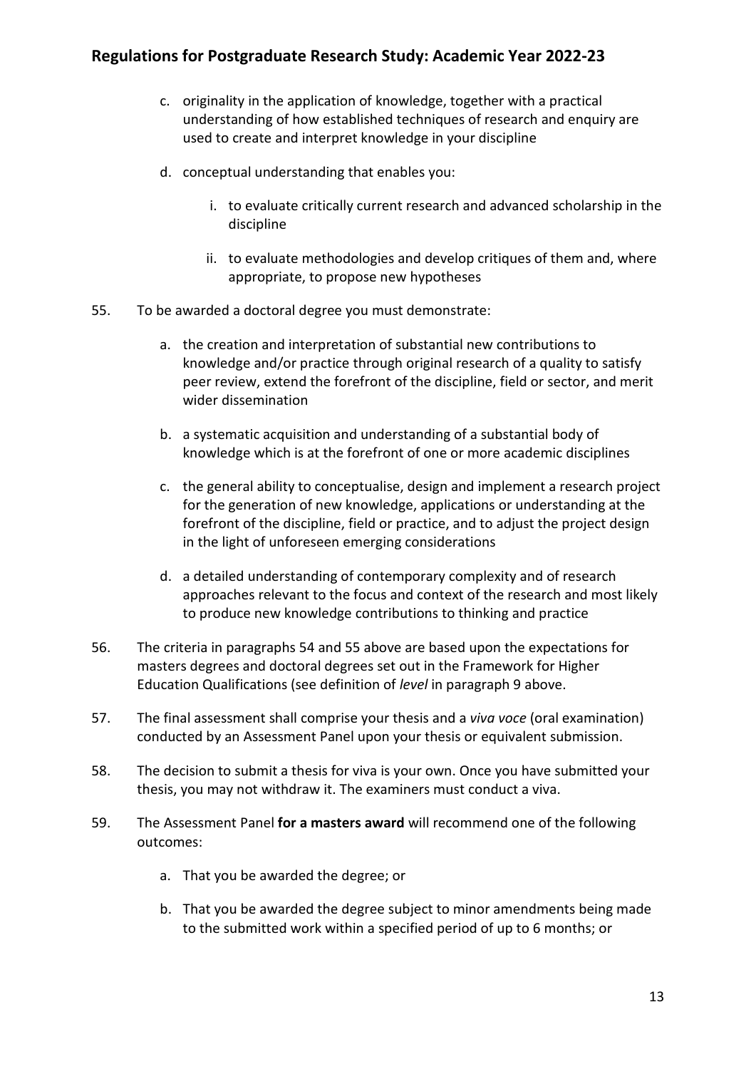c. originality in the application of knowledge, together with a practical understanding of how established techniques of research and enquiry are used to create and interpret knowledge in your discipline

d. conceptual understanding that enables you:

   i. to evaluate critically current research and advanced scholarship in the discipline

   ii. to evaluate methodologies and develop critiques of them and, where appropriate, to propose new hypotheses

55. To be awarded a doctoral degree you must demonstrate:

   a. the creation and interpretation of substantial new contributions to knowledge and/or practice through original research of a quality to satisfy peer review, extend the forefront of the discipline, field or sector, and merit wider dissemination

   b. a systematic acquisition and understanding of a substantial body of knowledge which is at the forefront of one or more academic disciplines

   c. the general ability to conceptualise, design and implement a research project for the generation of new knowledge, applications or understanding at the forefront of the discipline, field or practice, and to adjust the project design in the light of unforeseen emerging considerations

   d. a detailed understanding of contemporary complexity and of research approaches relevant to the focus and context of the research and most likely to produce new knowledge contributions to thinking and practice

56. The criteria in paragraphs 54 and 55 above are based upon the expectations for masters degrees and doctoral degrees set out in the Framework for Higher Education Qualifications (see definition of *level* in paragraph 9 above.

57. The final assessment shall comprise your thesis and a *viva voce* (oral examination) conducted by an Assessment Panel upon your thesis or equivalent submission.

58. The decision to submit a thesis for viva is your own. Once you have submitted your thesis, you may not withdraw it. The examiners must conduct a viva.

59. The Assessment Panel **for a masters award** will recommend one of the following outcomes:

   a. That you be awarded the degree; or

   b. That you be awarded the degree subject to minor amendments being made to the submitted work within a specified period of up to 6 months; or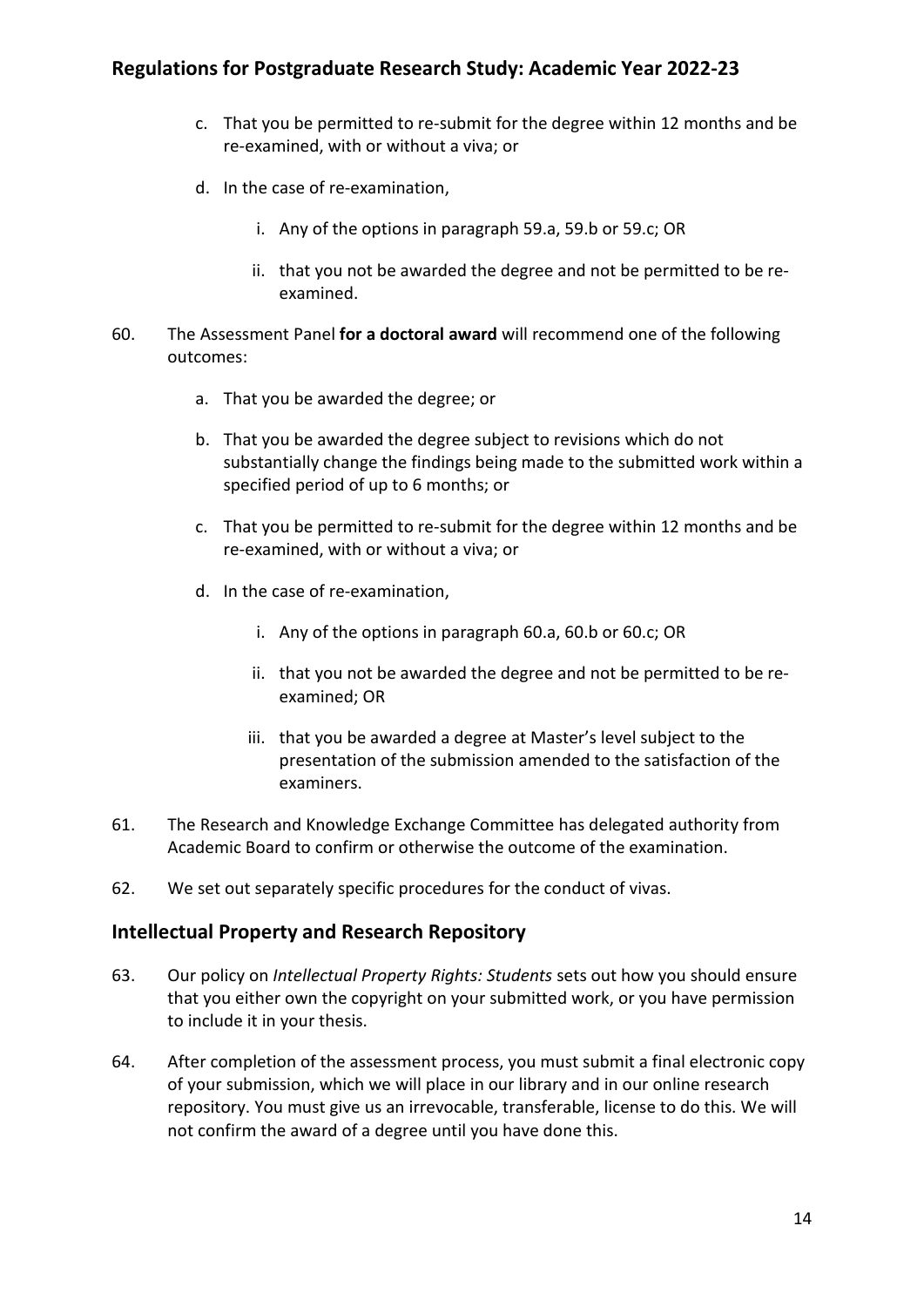c. That you be permitted to re-submit for the degree within 12 months and be re-examined, with or without a viva; or

d. In the case of re-examination,

    i. Any of the options in paragraph 59.a, 59.b or 59.c; OR

    ii. that you not be awarded the degree and not be permitted to be re-examined.

60. The Assessment Panel **for a doctoral award** will recommend one of the following outcomes:

    a. That you be awarded the degree; or

    b. That you be awarded the degree subject to revisions which do not substantially change the findings being made to the submitted work within a specified period of up to 6 months; or

    c. That you be permitted to re-submit for the degree within 12 months and be re-examined, with or without a viva; or

    d. In the case of re-examination,

        i. Any of the options in paragraph 60.a, 60.b or 60.c; OR

        ii. that you not be awarded the degree and not be permitted to be re-examined; OR

        iii. that you be awarded a degree at Master's level subject to the presentation of the submission amended to the satisfaction of the examiners.

61. The Research and Knowledge Exchange Committee has delegated authority from Academic Board to confirm or otherwise the outcome of the examination.

62. We set out separately specific procedures for the conduct of vivas.

## Intellectual Property and Research Repository

63. Our policy on *Intellectual Property Rights: Students* sets out how you should ensure that you either own the copyright on your submitted work, or you have permission to include it in your thesis.

64. After completion of the assessment process, you must submit a final electronic copy of your submission, which we will place in our library and in our online research repository. You must give us an irrevocable, transferable, license to do this. We will not confirm the award of a degree until you have done this.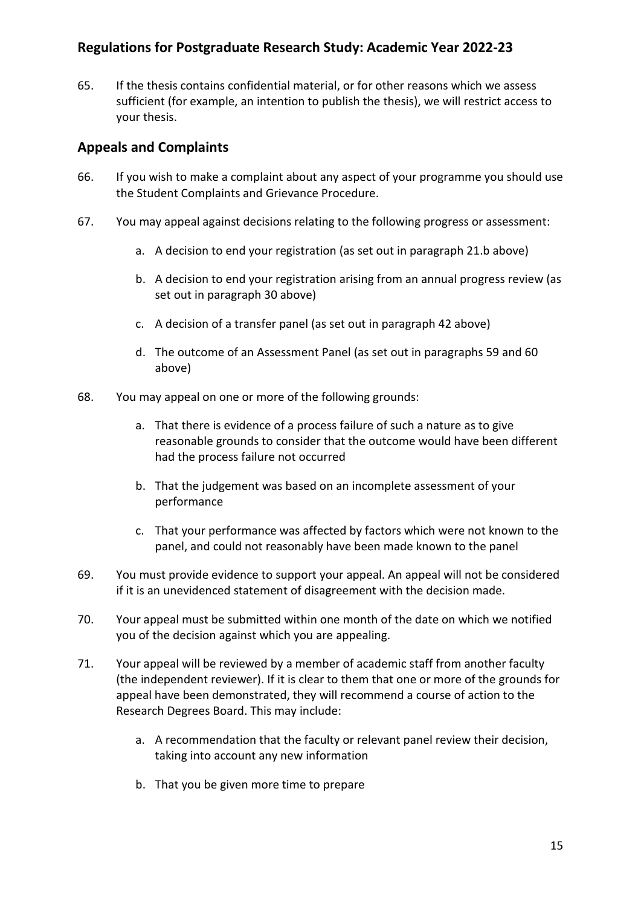65. If the thesis contains confidential material, or for other reasons which we assess sufficient (for example, an intention to publish the thesis), we will restrict access to your thesis.

## Appeals and Complaints

66. If you wish to make a complaint about any aspect of your programme you should use the Student Complaints and Grievance Procedure.

67. You may appeal against decisions relating to the following progress or assessment:

    a. A decision to end your registration (as set out in paragraph 21.b above)

    b. A decision to end your registration arising from an annual progress review (as set out in paragraph 30 above)

    c. A decision of a transfer panel (as set out in paragraph 42 above)

    d. The outcome of an Assessment Panel (as set out in paragraphs 59 and 60 above)

68. You may appeal on one or more of the following grounds:

    a. That there is evidence of a process failure of such a nature as to give reasonable grounds to consider that the outcome would have been different had the process failure not occurred

    b. That the judgement was based on an incomplete assessment of your performance

    c. That your performance was affected by factors which were not known to the panel, and could not reasonably have been made known to the panel

69. You must provide evidence to support your appeal. An appeal will not be considered if it is an unevidenced statement of disagreement with the decision made.

70. Your appeal must be submitted within one month of the date on which we notified you of the decision against which you are appealing.

71. Your appeal will be reviewed by a member of academic staff from another faculty (the independent reviewer). If it is clear to them that one or more of the grounds for appeal have been demonstrated, they will recommend a course of action to the Research Degrees Board. This may include:

    a. A recommendation that the faculty or relevant panel review their decision, taking into account any new information

    b. That you be given more time to prepare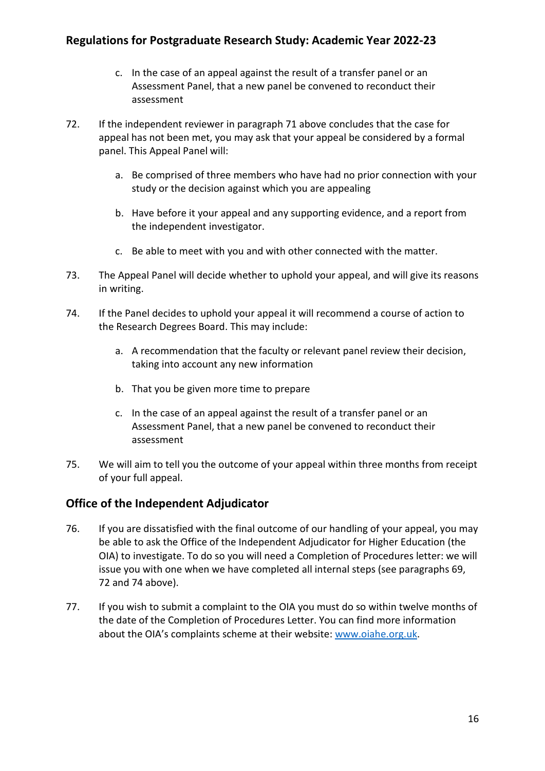c. In the case of an appeal against the result of a transfer panel or an Assessment Panel, that a new panel be convened to reconduct their assessment

72. If the independent reviewer in paragraph 71 above concludes that the case for appeal has not been met, you may ask that your appeal be considered by a formal panel. This Appeal Panel will:

    a. Be comprised of three members who have had no prior connection with your study or the decision against which you are appealing

    b. Have before it your appeal and any supporting evidence, and a report from the independent investigator.

    c. Be able to meet with you and with other connected with the matter.

73. The Appeal Panel will decide whether to uphold your appeal, and will give its reasons in writing.

74. If the Panel decides to uphold your appeal it will recommend a course of action to the Research Degrees Board. This may include:

    a. A recommendation that the faculty or relevant panel review their decision, taking into account any new information

    b. That you be given more time to prepare

    c. In the case of an appeal against the result of a transfer panel or an Assessment Panel, that a new panel be convened to reconduct their assessment

75. We will aim to tell you the outcome of your appeal within three months from receipt of your full appeal.

## Office of the Independent Adjudicator

76. If you are dissatisfied with the final outcome of our handling of your appeal, you may be able to ask the Office of the Independent Adjudicator for Higher Education (the OIA) to investigate. To do so you will need a Completion of Procedures letter: we will issue you with one when we have completed all internal steps (see paragraphs 69, 72 and 74 above).

77. If you wish to submit a complaint to the OIA you must do so within twelve months of the date of the Completion of Procedures Letter. You can find more information about the OIA's complaints scheme at their website: [www.oiahe.org.uk](http://www.oiahe.org.uk).